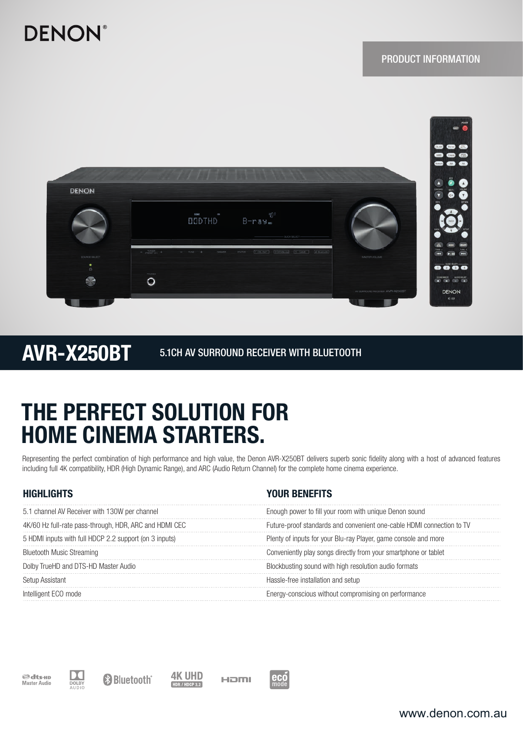DENON

PRODUCT INFORMATION

# AVR-X250BT

5.1CH AV SURROUND RECEIVER WITH BLUETOOTH

## THE PERFECT SOLUTION FOR HOME CINEMA STARTERS.

Representing the perfect combination of high performance and high value, the Denon AVR-X250BT delivers superb sonic fidelity along with a host of advanced features including full 4K compatibility, HDR (High Dynamic Range), and ARC (Audio Return Channel) for the complete home cinema experience.

| HIGHLIGHTS | YOUR BENEFITS |
|---|---|
| 5.1 channel AV Receiver with 130W per channel | Enough power to fill your room with unique Denon sound |
| 4K/60 Hz full-rate pass-through, HDR, ARC and HDMI CEC | Future-proof standards and convenient one-cable HDMI connection to TV |
| 5 HDMI inputs with full HDCP 2.2 support (on 3 inputs) | Plenty of inputs for your Blu-ray Player, game console and more |
| Bluetooth Music Streaming | Conveniently play songs directly from your smartphone or tablet |
| Dolby TrueHD and DTS-HD Master Audio | Blockbusting sound with high resolution audio formats |
| Setup Assistant | Hassle-free installation and setup |
| Intelligent ECO mode | Energy-conscious without compromising on performance |

dts-HD Master Audio | DOLBY AUDIO | Bluetooth | 4K UHD HDR / HDCP 2.2 | HDMI | eco mode

www.denon.com.au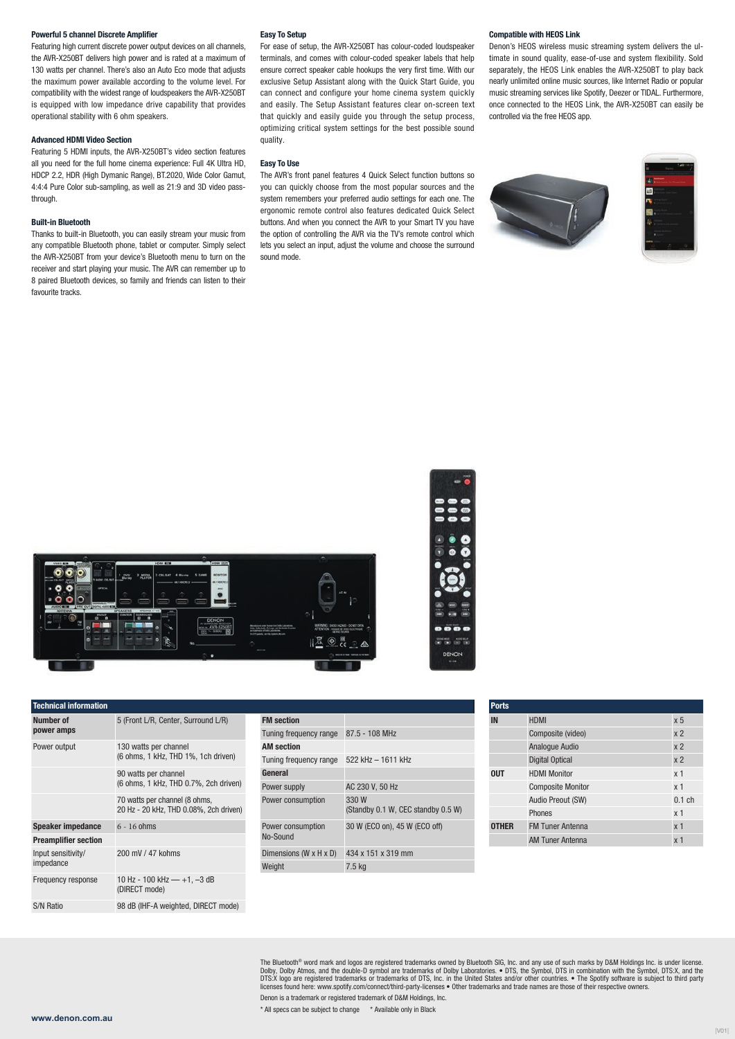### Powerful 5 channel Discrete Amplifier

Featuring high current discrete power output devices on all channels, the AVR-X250BT delivers high power and is rated at a maximum of 130 watts per channel. There's also an Auto Eco mode that adjusts the maximum power available according to the volume level. For compatibility with the widest range of loudspeakers the AVR-X250BT is equipped with low impedance drive capability that provides operational stability with 6 ohm speakers.

### Advanced HDMI Video Section

Featuring 5 HDMI inputs, the AVR-X250BT's video section features all you need for the full home cinema experience: Full 4K Ultra HD, HDCP 2.2, HDR (High Dymanic Range), BT.2020, Wide Color Gamut, 4:4:4 Pure Color sub-sampling, as well as 21:9 and 3D video pass-through.

### Built-in Bluetooth

Thanks to built-in Bluetooth, you can easily stream your music from any compatible Bluetooth phone, tablet or computer. Simply select the AVR-X250BT from your device's Bluetooth menu to turn on the receiver and start playing your music. The AVR can remember up to 8 paired Bluetooth devices, so family and friends can listen to their favourite tracks.

### Easy To Setup

For ease of setup, the AVR-X250BT has colour-coded loudspeaker terminals, and comes with colour-coded speaker labels that help ensure correct speaker cable hookups the very first time. With our exclusive Setup Assistant along with the Quick Start Guide, you can connect and configure your home cinema system quickly and easily. The Setup Assistant features clear on-screen text that quickly and easily guide you through the setup process, optimizing critical system settings for the best possible sound quality.

### Easy To Use

The AVR's front panel features 4 Quick Select function buttons so you can quickly choose from the most popular sources and the system remembers your preferred audio settings for each one. The ergonomic remote control also features dedicated Quick Select buttons. And when you connect the AVR to your Smart TV you have the option of controlling the AVR via the TV's remote control which lets you select an input, adjust the volume and choose the surround sound mode.

### Compatible with HEOS Link

Denon's HEOS wireless music streaming system delivers the ultimate in sound quality, ease-of-use and system flexibility. Sold separately, the HEOS Link enables the AVR-X250BT to play back nearly unlimited online music sources, like Internet Radio or popular music streaming services like Spotify, Deezer or TIDAL. Furthermore, once connected to the HEOS Link, the AVR-X250BT can easily be controlled via the free HEOS app.

### Technical information

| | |
|---|---|
| **Number of power amps** | 5 (Front L/R, Center, Surround L/R) |
| Power output | 130 watts per channel (6 ohms, 1 kHz, THD 1%, 1ch driven) |
| | 90 watts per channel (6 ohms, 1 kHz, THD 0.7%, 2ch driven) |
| | 70 watts per channel (8 ohms, 20 Hz - 20 kHz, THD 0.08%, 2ch driven) |
| **Speaker impedance** | 6 - 16 ohms |
| **Preamplifier section** | |
| Input sensitivity/ impedance | 200 mV / 47 kohms |
| Frequency response | 10 Hz - 100 kHz — +1, –3 dB (DIRECT mode) |
| S/N Ratio | 98 dB (IHF-A weighted, DIRECT mode) |

| | |
|---|---|
| **FM section** | |
| Tuning frequency range | 87.5 - 108 MHz |
| **AM section** | |
| Tuning frequency range | 522 kHz – 1611 kHz |
| **General** | |
| Power supply | AC 230 V, 50 Hz |
| Power consumption | 330 W (Standby 0.1 W, CEC standby 0.5 W) |
| Power consumption No-Sound | 30 W (ECO on), 45 W (ECO off) |
| Dimensions (W x H x D) | 434 x 151 x 319 mm |
| Weight | 7.5 kg |

### Ports

| | | |
|---|---|---|
| **IN** | HDMI | x 5 |
| | Composite (video) | x 2 |
| | Analogue Audio | x 2 |
| | Digital Optical | x 2 |
| **OUT** | HDMI Monitor | x 1 |
| | Composite Monitor | x 1 |
| | Audio Preout (SW) | 0.1 ch |
| | Phones | x 1 |
| **OTHER** | FM Tuner Antenna | x 1 |
| | AM Tuner Antenna | x 1 |

The Bluetooth® word mark and logos are registered trademarks owned by Bluetooth SIG, Inc. and any use of such marks by D&M Holdings Inc. is under license. Dolby, Dolby Atmos, and the double-D symbol are trademarks of Dolby Laboratories. • DTS, the Symbol, DTS in combination with the Symbol, DTS:X, and the DTS:X logo are registered trademarks or trademarks of DTS, Inc. in the United States and/or other countries. • The Spotify software is subject to third party licenses found here: www.spotify.com/connect/third-party-licenses • Other trademarks and trade names are those of their respective owners.

Denon is a trademark or registered trademark of D&M Holdings, Inc.

\* All specs can be subject to change   \* Available only in Black

www.denon.com.au